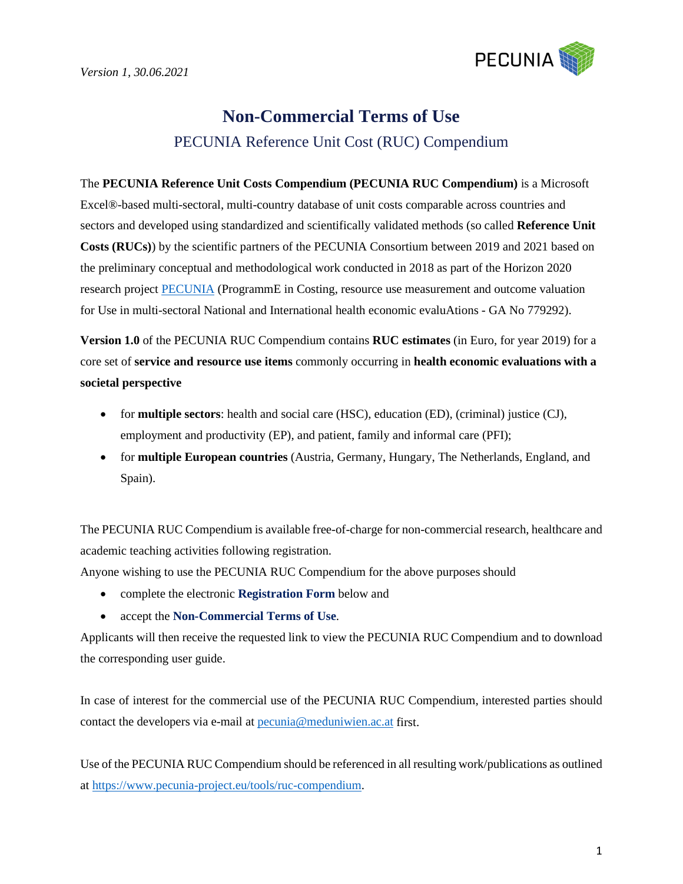*Version 1, 30.06.2021*

# Non-Commercial Terms of Use

## PECUNIA Reference Unit Cost (RUC) Compendium

The **PECUNIA Reference Unit Costs Compendium (PECUNIA RUC Compendium)** is a Microsoft Excel®-based multi-sectoral, multi-country database of unit costs comparable across countries and sectors and developed using standardized and scientifically validated methods (so called **Reference Unit Costs (RUCs)**) by the scientific partners of the PECUNIA Consortium between 2019 and 2021 based on the preliminary conceptual and methodological work conducted in 2018 as part of the Horizon 2020 research project PECUNIA (ProgrammE in Costing, resource use measurement and outcome valuation for Use in multi-sectoral National and International health economic evaluAtions - GA No 779292).

**Version 1.0** of the PECUNIA RUC Compendium contains **RUC estimates** (in Euro, for year 2019) for a core set of **service and resource use items** commonly occurring in **health economic evaluations with a societal perspective**

- for **multiple sectors**: health and social care (HSC), education (ED), (criminal) justice (CJ), employment and productivity (EP), and patient, family and informal care (PFI);
- for **multiple European countries** (Austria, Germany, Hungary, The Netherlands, England, and Spain).

The PECUNIA RUC Compendium is available free-of-charge for non-commercial research, healthcare and academic teaching activities following registration.

Anyone wishing to use the PECUNIA RUC Compendium for the above purposes should

- complete the electronic **Registration Form** below and
- accept the **Non-Commercial Terms of Use**.

Applicants will then receive the requested link to view the PECUNIA RUC Compendium and to download the corresponding user guide.

In case of interest for the commercial use of the PECUNIA RUC Compendium, interested parties should contact the developers via e-mail at pecunia@meduniwien.ac.at first.

Use of the PECUNIA RUC Compendium should be referenced in all resulting work/publications as outlined at https://www.pecunia-project.eu/tools/ruc-compendium.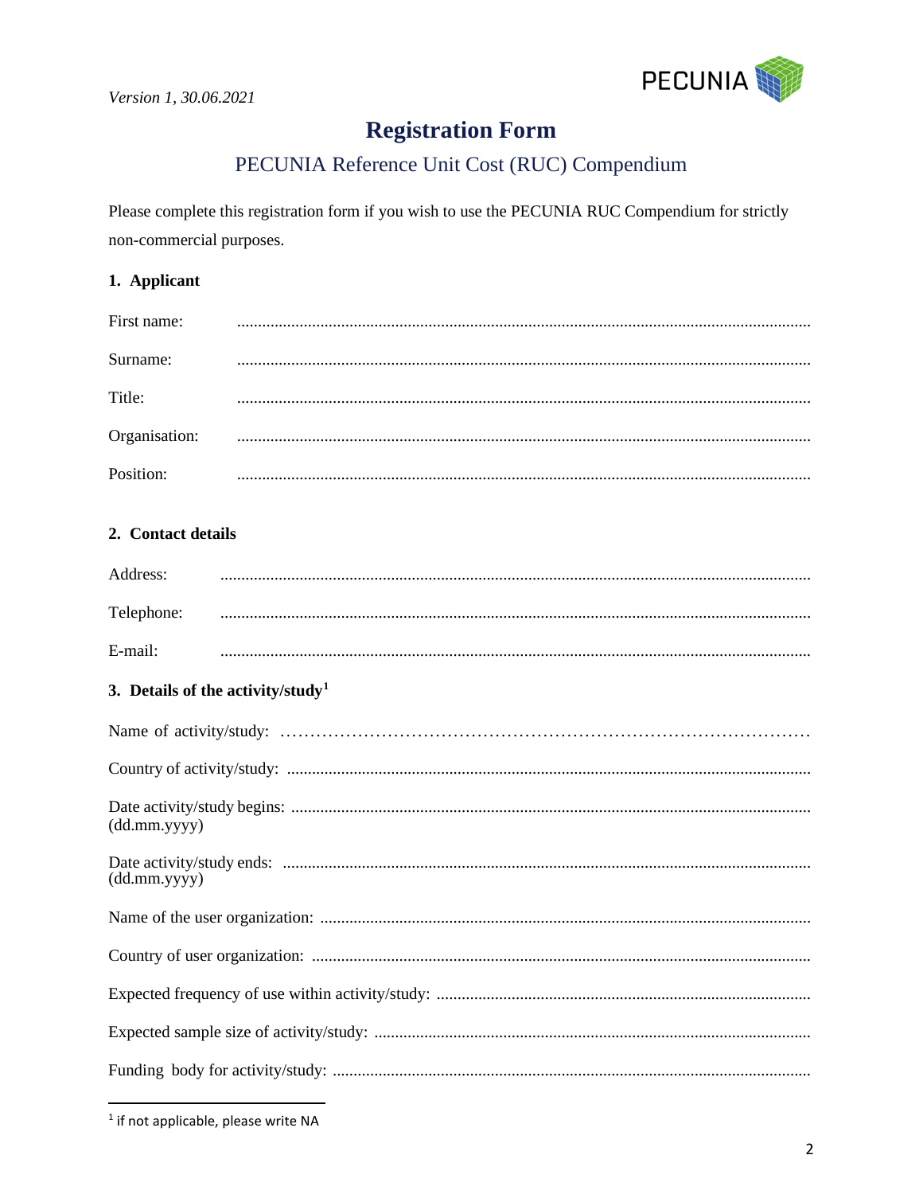*Version 1, 30.06.2021*

# Registration Form

## PECUNIA Reference Unit Cost (RUC) Compendium

Please complete this registration form if you wish to use the PECUNIA RUC Compendium for strictly non-commercial purposes.

### 1. Applicant

First name: ..........................................................................................................................

Surname: ..........................................................................................................................

Title: ..........................................................................................................................

Organisation: ..........................................................................................................................

Position: ..........................................................................................................................

### 2. Contact details

Address: ..........................................................................................................................

Telephone: ..........................................................................................................................

E-mail: ..........................................................................................................................

### 3. Details of the activity/study[1]

Name of activity/study: ..........................................................................................

Country of activity/study: ..........................................................................................

Date activity/study begins: ..........................................................................................
(dd.mm.yyyy)

Date activity/study ends: ..........................................................................................
(dd.mm.yyyy)

Name of the user organization: ..........................................................................................

Country of user organization: ..........................................................................................

Expected frequency of use within activity/study: ..........................................................................................

Expected sample size of activity/study: ..........................................................................................

Funding body for activity/study: ..........................................................................................

[1] if not applicable, please write NA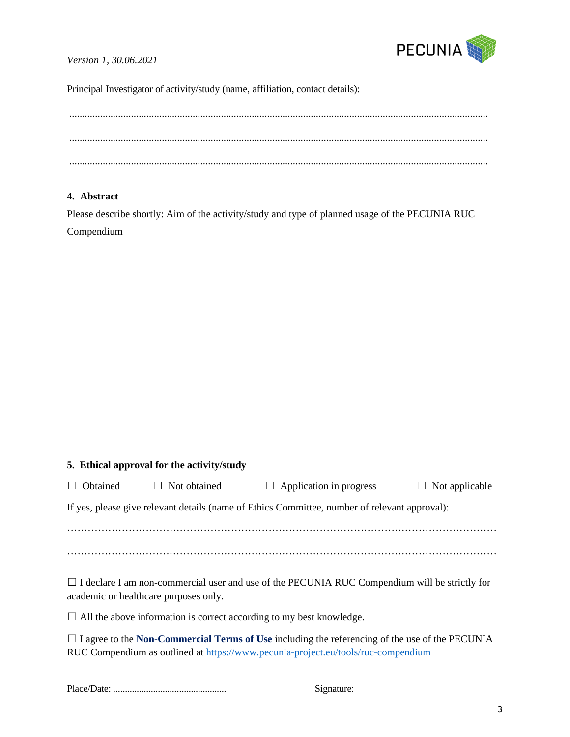Principal Investigator of activity/study (name, affiliation, contact details):

.................................................................................................................................................................

.................................................................................................................................................................

.................................................................................................................................................................

## 4. Abstract

Please describe shortly: Aim of the activity/study and type of planned usage of the PECUNIA RUC Compendium

## 5. Ethical approval for the activity/study

☐ Obtained ☐ Not obtained ☐ Application in progress ☐ Not applicable

If yes, please give relevant details (name of Ethics Committee, number of relevant approval):

……………………………………………………………………………………………………………

……………………………………………………………………………………………………………

☐ I declare I am non-commercial user and use of the PECUNIA RUC Compendium will be strictly for academic or healthcare purposes only.

☐ All the above information is correct according to my best knowledge.

☐ I agree to the **Non-Commercial Terms of Use** including the referencing of the use of the PECUNIA RUC Compendium as outlined at https://www.pecunia-project.eu/tools/ruc-compendium

Place/Date: ................................................ Signature: